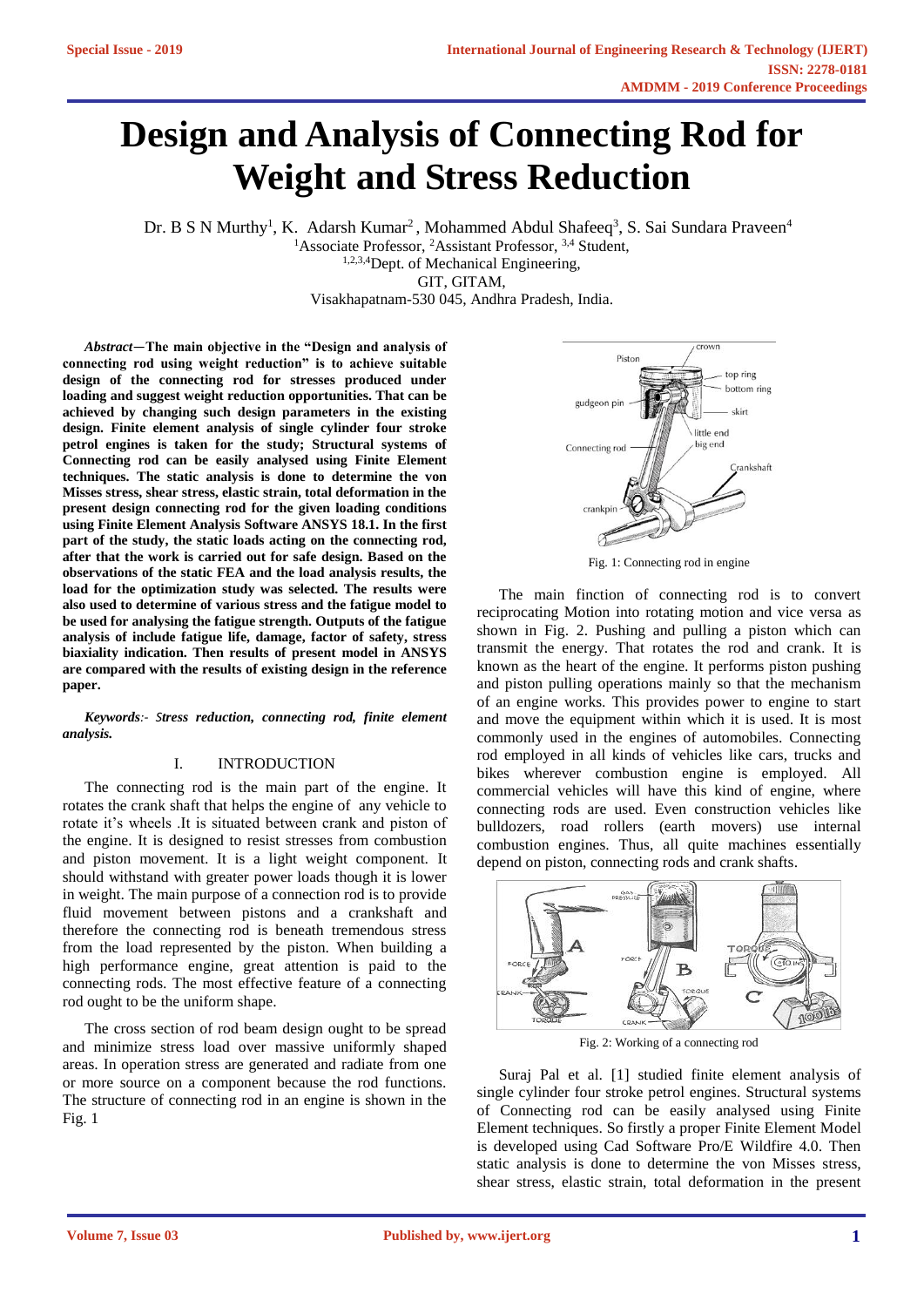# Design and Analysis of Connecting Rod for Weight and Stress Reduction

Dr. B S N Murthy[1], K. Adarsh Kumar[2], Mohammed Abdul Shafeeq[3], S. Sai Sundara Praveen[4]

[1]Associate Professor, [2]Assistant Professor, [3,4] Student,
[1,2,3,4]Dept. of Mechanical Engineering,
GIT, GITAM,
Visakhapatnam-530 045, Andhra Pradesh, India.

***Abstract*—The main objective in the "Design and analysis of connecting rod using weight reduction" is to achieve suitable design of the connecting rod for stresses produced under loading and suggest weight reduction opportunities. That can be achieved by changing such design parameters in the existing design. Finite element analysis of single cylinder four stroke petrol engines is taken for the study; Structural systems of Connecting rod can be easily analysed using Finite Element techniques. The static analysis is done to determine the von Misses stress, shear stress, elastic strain, total deformation in the present design connecting rod for the given loading conditions using Finite Element Analysis Software ANSYS 18.1. In the first part of the study, the static loads acting on the connecting rod, after that the work is carried out for safe design. Based on the observations of the static FEA and the load analysis results, the load for the optimization study was selected. The results were also used to determine of various stress and the fatigue model to be used for analysing the fatigue strength. Outputs of the fatigue analysis of include fatigue life, damage, factor of safety, stress biaxiality indication. Then results of present model in ANSYS are compared with the results of existing design in the reference paper.**

***Keywords:- Stress reduction, connecting rod, finite element analysis.***

## I. INTRODUCTION

The connecting rod is the main part of the engine. It rotates the crank shaft that helps the engine of any vehicle to rotate it's wheels .It is situated between crank and piston of the engine. It is designed to resist stresses from combustion and piston movement. It is a light weight component. It should withstand with greater power loads though it is lower in weight. The main purpose of a connection rod is to provide fluid movement between pistons and a crankshaft and therefore the connecting rod is beneath tremendous stress from the load represented by the piston. When building a high performance engine, great attention is paid to the connecting rods. The most effective feature of a connecting rod ought to be the uniform shape.

The cross section of rod beam design ought to be spread and minimize stress load over massive uniformly shaped areas. In operation stress are generated and radiate from one or more source on a component because the rod functions. The structure of connecting rod in an engine is shown in the Fig. 1

Fig. 1: Connecting rod in engine

The main finction of connecting rod is to convert reciprocating Motion into rotating motion and vice versa as shown in Fig. 2. Pushing and pulling a piston which can transmit the energy. That rotates the rod and crank. It is known as the heart of the engine. It performs piston pushing and piston pulling operations mainly so that the mechanism of an engine works. This provides power to engine to start and move the equipment within which it is used. It is most commonly used in the engines of automobiles. Connecting rod employed in all kinds of vehicles like cars, trucks and bikes wherever combustion engine is employed. All commercial vehicles will have this kind of engine, where connecting rods are used. Even construction vehicles like bulldozers, road rollers (earth movers) use internal combustion engines. Thus, all quite machines essentially depend on piston, connecting rods and crank shafts.

Fig. 2: Working of a connecting rod

Suraj Pal et al. [1] studied finite element analysis of single cylinder four stroke petrol engines. Structural systems of Connecting rod can be easily analysed using Finite Element techniques. So firstly a proper Finite Element Model is developed using Cad Software Pro/E Wildfire 4.0. Then static analysis is done to determine the von Misses stress, shear stress, elastic strain, total deformation in the present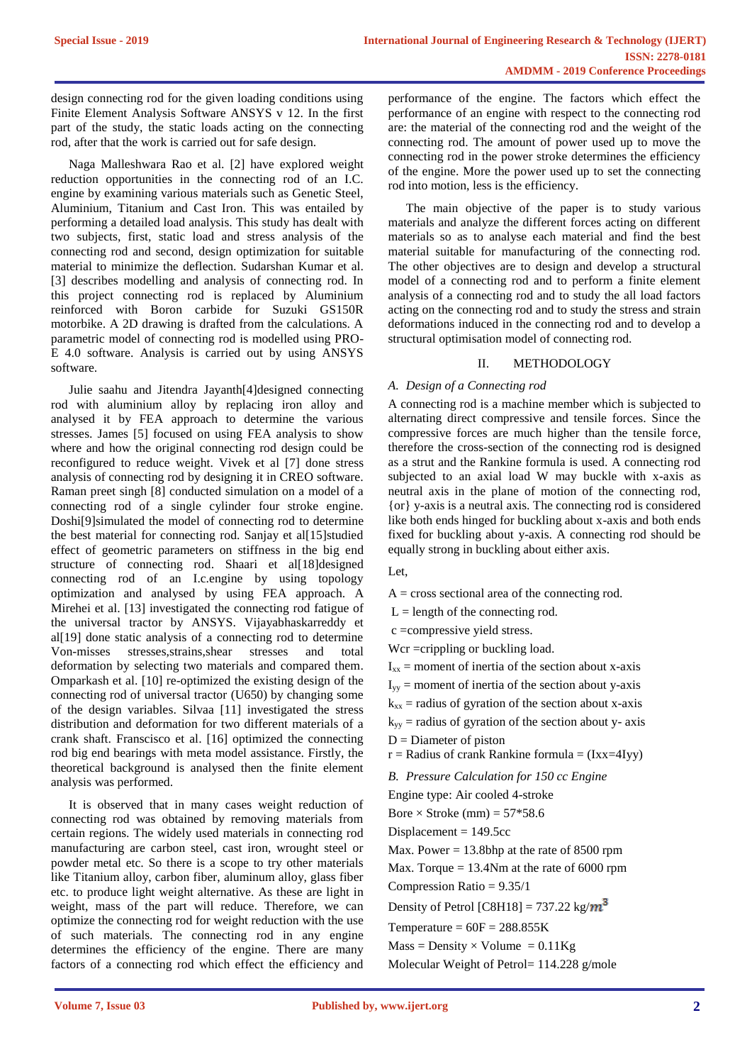design connecting rod for the given loading conditions using Finite Element Analysis Software ANSYS v 12. In the first part of the study, the static loads acting on the connecting rod, after that the work is carried out for safe design.

Naga Malleshwara Rao et al. [2] have explored weight reduction opportunities in the connecting rod of an I.C. engine by examining various materials such as Genetic Steel, Aluminium, Titanium and Cast Iron. This was entailed by performing a detailed load analysis. This study has dealt with two subjects, first, static load and stress analysis of the connecting rod and second, design optimization for suitable material to minimize the deflection. Sudarshan Kumar et al. [3] describes modelling and analysis of connecting rod. In this project connecting rod is replaced by Aluminium reinforced with Boron carbide for Suzuki GS150R motorbike. A 2D drawing is drafted from the calculations. A parametric model of connecting rod is modelled using PRO-E 4.0 software. Analysis is carried out by using ANSYS software.

Julie saahu and Jitendra Jayanth[4]designed connecting rod with aluminium alloy by replacing iron alloy and analysed it by FEA approach to determine the various stresses. James [5] focused on using FEA analysis to show where and how the original connecting rod design could be reconfigured to reduce weight. Vivek et al [7] done stress analysis of connecting rod by designing it in CREO software. Raman preet singh [8] conducted simulation on a model of a connecting rod of a single cylinder four stroke engine. Doshi[9]simulated the model of connecting rod to determine the best material for connecting rod. Sanjay et al[15]studied effect of geometric parameters on stiffness in the big end structure of connecting rod. Shaari et al[18]designed connecting rod of an I.c.engine by using topology optimization and analysed by using FEA approach. A Mirehei et al. [13] investigated the connecting rod fatigue of the universal tractor by ANSYS. Vijayabhaskarreddy et al[19] done static analysis of a connecting rod to determine Von-misses stresses,strains,shear stresses and total deformation by selecting two materials and compared them. Omparkash et al. [10] re-optimized the existing design of the connecting rod of universal tractor (U650) by changing some of the design variables. Silvaa [11] investigated the stress distribution and deformation for two different materials of a crank shaft. Franscisco et al. [16] optimized the connecting rod big end bearings with meta model assistance. Firstly, the theoretical background is analysed then the finite element analysis was performed.

It is observed that in many cases weight reduction of connecting rod was obtained by removing materials from certain regions. The widely used materials in connecting rod manufacturing are carbon steel, cast iron, wrought steel or powder metal etc. So there is a scope to try other materials like Titanium alloy, carbon fiber, aluminum alloy, glass fiber etc. to produce light weight alternative. As these are light in weight, mass of the part will reduce. Therefore, we can optimize the connecting rod for weight reduction with the use of such materials. The connecting rod in any engine determines the efficiency of the engine. There are many factors of a connecting rod which effect the efficiency and performance of the engine. The factors which effect the performance of an engine with respect to the connecting rod are: the material of the connecting rod and the weight of the connecting rod. The amount of power used up to move the connecting rod in the power stroke determines the efficiency of the engine. More the power used up to set the connecting rod into motion, less is the efficiency.

The main objective of the paper is to study various materials and analyze the different forces acting on different materials so as to analyse each material and find the best material suitable for manufacturing of the connecting rod. The other objectives are to design and develop a structural model of a connecting rod and to perform a finite element analysis of a connecting rod and to study all load factors acting on the connecting rod and to study the stress and strain deformations induced in the connecting rod and to develop a structural optimisation model of connecting rod.

## II. METHODOLOGY

### *A. Design of a Connecting rod*

A connecting rod is a machine member which is subjected to alternating direct compressive and tensile forces. Since the compressive forces are much higher than the tensile force, therefore the cross-section of the connecting rod is designed as a strut and the Rankine formula is used. A connecting rod subjected to an axial load W may buckle with x-axis as neutral axis in the plane of motion of the connecting rod, {or} y-axis is a neutral axis. The connecting rod is considered like both ends hinged for buckling about x-axis and both ends fixed for buckling about y-axis. A connecting rod should be equally strong in buckling about either axis.

Let,

A = cross sectional area of the connecting rod.

L = length of the connecting rod.

c =compressive yield stress.

Wcr =crippling or buckling load.

$I_{xx}$ = moment of inertia of the section about x-axis

$I_{yy}$ = moment of inertia of the section about y-axis

$k_{xx}$ = radius of gyration of the section about x-axis

$k_{yy}$ = radius of gyration of the section about y- axis

D = Diameter of piston

r = Radius of crank Rankine formula = (Ixx=4Iyy)

### *B. Pressure Calculation for 150 cc Engine*

Engine type: Air cooled 4-stroke

Bore × Stroke (mm) = 57*58.6

Displacement = 149.5cc

Max. Power = 13.8bhp at the rate of 8500 rpm

Max. Torque = 13.4Nm at the rate of 6000 rpm

Compression Ratio = 9.35/1

Density of Petrol [C8H18] = 737.22 kg/$m^3$

Temperature = 60F = 288.855K

Mass = Density × Volume = 0.11Kg

Molecular Weight of Petrol= 114.228 g/mole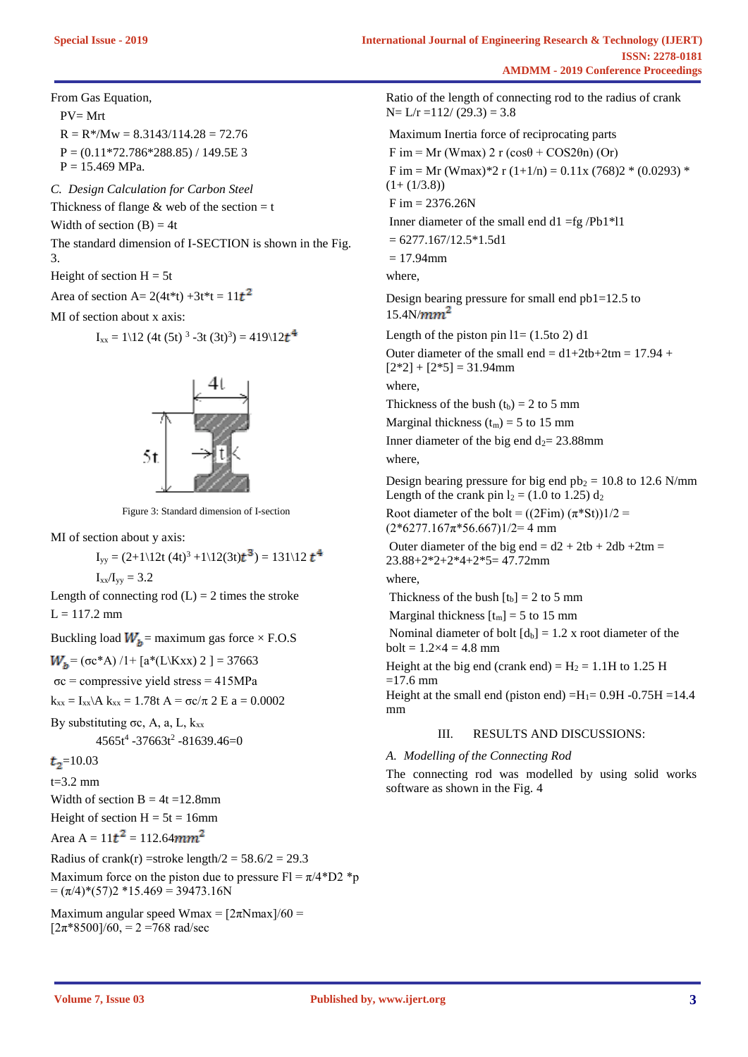From Gas Equation,

PV= Mrt

R = R*/Mw = 8.3143/114.28 = 72.76

P = (0.11*72.786*288.85) / 149.5E 3

P = 15.469 MPa.

*C. Design Calculation for Carbon Steel*

Thickness of flange & web of the section = t

Width of section (B) = 4t

The standard dimension of I-SECTION is shown in the Fig. 3.

Height of section H = 5t

Area of section A= 2(4t*t) +3t*t = $11t^2$

MI of section about x axis:

$I_{xx}$ = 1\12 (4t (5t) $^3$ -3t (3t)$^3$) = 419\12$t^4$

Figure 3: Standard dimension of I-section

MI of section about y axis:

$I_{yy}$ = (2+1\12t (4t)$^3$ +1\12(3t)$t^3$) = 131\12 $t^4$

$I_{xx}/I_{yy}$ = 3.2

Length of connecting rod (L) = 2 times the stroke

L = 117.2 mm

Buckling load $W_b$ = maximum gas force × F.O.S

$W_b$ = (σc*A) /1+ [a*(L\Kxx) 2 ] = 37663

σc = compressive yield stress = 415MPa

$k_{xx}$ = $I_{xx}$\A $k_{xx}$ = 1.78t A = σc/π 2 E a = 0.0002

By substituting σc, A, a, L, $k_{xx}$

$4565t^4$ -$37663t^2$ -81639.46=0

$t_2$=10.03

t=3.2 mm

Width of section B = 4t =12.8mm

Height of section H = 5t = 16mm

Area A = $11t^2$ = 112.64$mm^2$

Radius of crank(r) =stroke length/2 = 58.6/2 = 29.3

Maximum force on the piston due to pressure Fl = π/4*D2 *p = (π/4)*(57)2 *15.469 = 39473.16N

Maximum angular speed Wmax = [2πNmax]/60 = [2π*8500]/60, = 2 =768 rad/sec

Ratio of the length of connecting rod to the radius of crank N= L/r =112/ (29.3) = 3.8

Maximum Inertia force of reciprocating parts

F im = Mr (Wmax) 2 r (cosθ + COS2θn) (Or)

F im = Mr (Wmax)*2 r (1+1/n) = 0.11x (768)2 * (0.0293) * (1+ (1/3.8))

F im = 2376.26N

Inner diameter of the small end d1 =fg /Pb1*l1

= 6277.167/12.5*1.5d1

= 17.94mm

where,

Design bearing pressure for small end pb1=12.5 to 15.4N/$mm^2$

Length of the piston pin l1= (1.5to 2) d1

Outer diameter of the small end = d1+2tb+2tm = 17.94 + [2*2] + [2*5] = 31.94mm

where,

Thickness of the bush ($t_b$) = 2 to 5 mm

Marginal thickness ($t_m$) = 5 to 15 mm

Inner diameter of the big end $d_2$= 23.88mm

where,

Design bearing pressure for big end $pb_2$ = 10.8 to 12.6 N/mm

Length of the crank pin $l_2$ = (1.0 to 1.25) $d_2$

Root diameter of the bolt = ((2Fim) (π*St))1/2 = (2*6277.167π*56.667)1/2= 4 mm

Outer diameter of the big end = d2 + 2tb + 2db +2tm = 23.88+2*2+2*4+2*5= 47.72mm

where,

Thickness of the bush [$t_b$] = 2 to 5 mm

Marginal thickness [$t_m$] = 5 to 15 mm

Nominal diameter of bolt [$d_b$] = 1.2 x root diameter of the bolt = 1.2×4 = 4.8 mm

Height at the big end (crank end) = $H_2$ = 1.1H to 1.25 H =17.6 mm

Height at the small end (piston end) =$H_1$= 0.9H -0.75H =14.4 mm

## III. RESULTS AND DISCUSSIONS:

*A. Modelling of the Connecting Rod*

The connecting rod was modelled by using solid works software as shown in the Fig. 4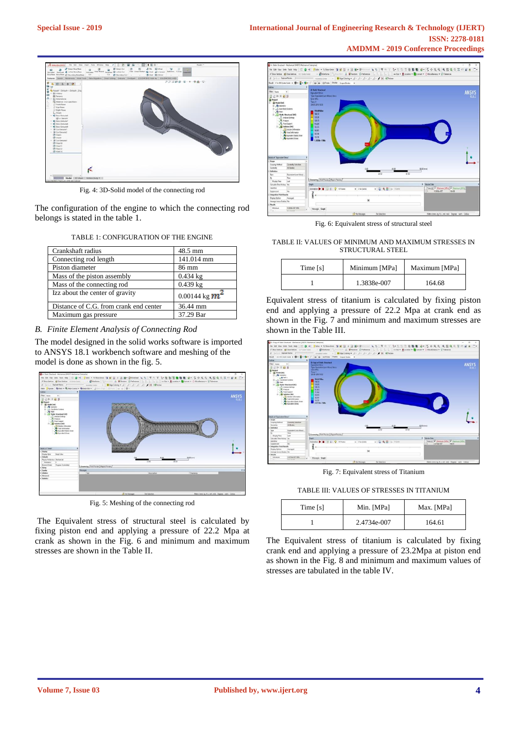Fig. 4: 3D-Solid model of the connecting rod

The configuration of the engine to which the connecting rod belongs is stated in the table 1.

TABLE 1: CONFIGURATION OF THE ENGINE

| | |
|---|---|
| Crankshaft radius | 48.5 mm |
| Connecting rod length | 141.014 mm |
| Piston diameter | 86 mm |
| Mass of the piston assembly | 0.434 kg |
| Mass of the connecting rod | 0.439 kg |
| Izz about the center of gravity | 0.00144 kg $m^2$ |
| Distance of C.G. from crank end center | 36.44 mm |
| Maximum gas pressure | 37.29 Bar |

### *B. Finite Element Analysis of Connecting Rod*

The model designed in the solid works software is imported to ANSYS 18.1 workbench software and meshing of the model is done as shown in the fig. 5.

Fig. 5: Meshing of the connecting rod

The Equivalent stress of structural steel is calculated by fixing piston end and applying a pressure of 22.2 Mpa at crank as shown in the Fig. 6 and minimum and maximum stresses are shown in the Table II.

Fig. 6: Equivalent stress of structural steel

TABLE II: VALUES OF MINIMUM AND MAXIMUM STRESSES IN STRUCTURAL STEEL

| Time [s] | Minimum [MPa] | Maximum [MPa] |
|---|---|---|
| 1 | 1.3838e-007 | 164.68 |

Equivalent stress of titanium is calculated by fixing piston end and applying a pressure of 22.2 Mpa at crank end as shown in the Fig. 7 and minimum and maximum stresses are shown in the Table III.

Fig. 7: Equivalent stress of Titanium

TABLE III: VALUES OF STRESSES IN TITANIUM

| Time [s] | Min. [MPa] | Max. [MPa] |
|---|---|---|
| 1 | 2.4734e-007 | 164.61 |

The Equivalent stress of titanium is calculated by fixing crank end and applying a pressure of 23.2Mpa at piston end as shown in the Fig. 8 and minimum and maximum values of stresses are tabulated in the table IV.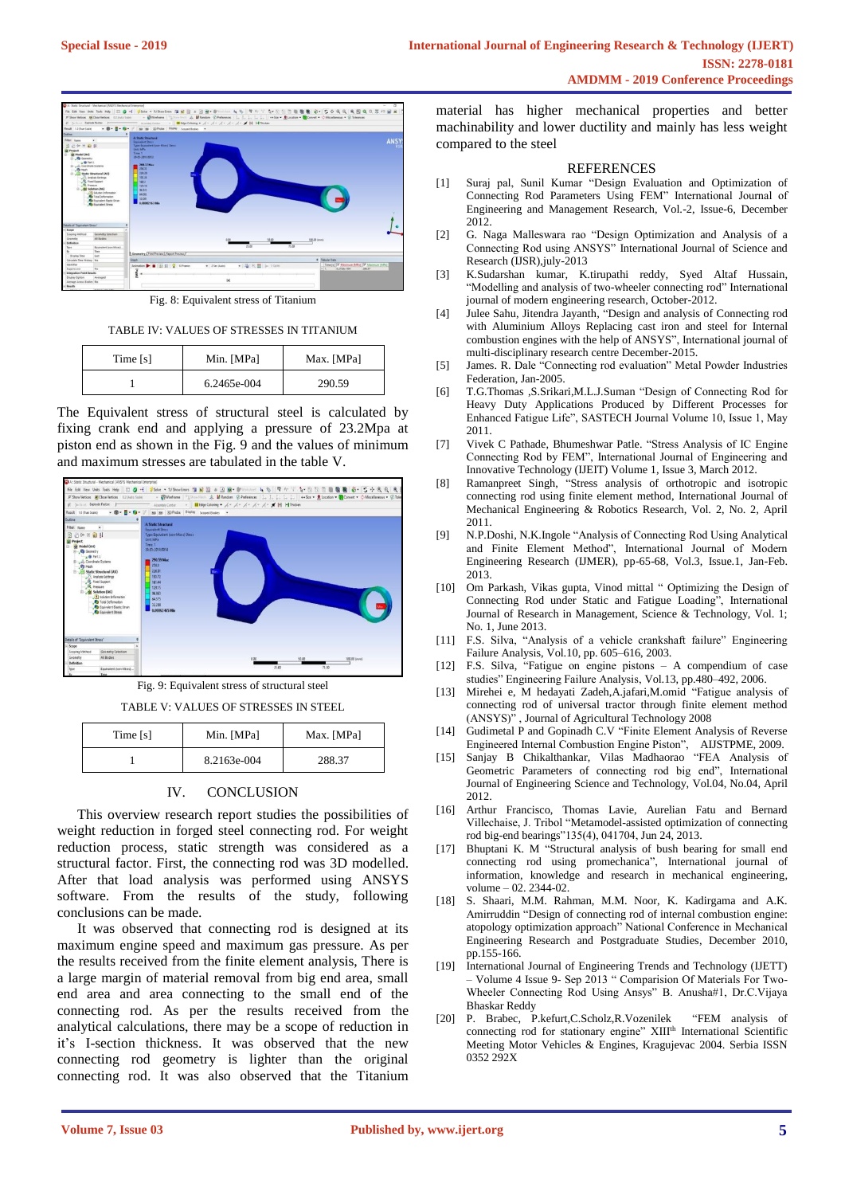Fig. 8: Equivalent stress of Titanium

TABLE IV: VALUES OF STRESSES IN TITANIUM

| Time [s] | Min. [MPa] | Max. [MPa] |
|---|---|---|
| 1 | 6.2465e-004 | 290.59 |

The Equivalent stress of structural steel is calculated by fixing crank end and applying a pressure of 23.2Mpa at piston end as shown in the Fig. 9 and the values of minimum and maximum stresses are tabulated in the table V.

Fig. 9: Equivalent stress of structural steel

TABLE V: VALUES OF STRESSES IN STEEL

| Time [s] | Min. [MPa] | Max. [MPa] |
|---|---|---|
| 1 | 8.2163e-004 | 288.37 |

## IV. CONCLUSION

This overview research report studies the possibilities of weight reduction in forged steel connecting rod. For weight reduction process, static strength was considered as a structural factor. First, the connecting rod was 3D modelled. After that load analysis was performed using ANSYS software. From the results of the study, following conclusions can be made.

It was observed that connecting rod is designed at its maximum engine speed and maximum gas pressure. As per the results received from the finite element analysis, There is a large margin of material removal from big end area, small end area and area connecting to the small end of the connecting rod. As per the results received from the analytical calculations, there may be a scope of reduction in it's I-section thickness. It was observed that the new connecting rod geometry is lighter than the original connecting rod. It was also observed that the Titanium material has higher mechanical properties and better machinability and lower ductility and mainly has less weight compared to the steel

## REFERENCES

[1] Suraj pal, Sunil Kumar "Design Evaluation and Optimization of Connecting Rod Parameters Using FEM" International Journal of Engineering and Management Research, Vol.-2, Issue-6, December 2012.

[2] G. Naga Malleswara rao "Design Optimization and Analysis of a Connecting Rod using ANSYS" International Journal of Science and Research (IJSR),july-2013

[3] K.Sudarshan kumar, K.tirupathi reddy, Syed Altaf Hussain, "Modelling and analysis of two-wheeler connecting rod" International journal of modern engineering research, October-2012.

[4] Julee Sahu, Jitendra Jayanth, "Design and analysis of Connecting rod with Aluminium Alloys Replacing cast iron and steel for Internal combustion engines with the help of ANSYS", International journal of multi-disciplinary research centre December-2015.

[5] James. R. Dale "Connecting rod evaluation" Metal Powder Industries Federation, Jan-2005.

[6] T.G.Thomas ,S.Srikari,M.L.J.Suman "Design of Connecting Rod for Heavy Duty Applications Produced by Different Processes for Enhanced Fatigue Life", SASTECH Journal Volume 10, Issue 1, May 2011.

[7] Vivek C Pathade, Bhumeshwar Patle. "Stress Analysis of IC Engine Connecting Rod by FEM", International Journal of Engineering and Innovative Technology (IJEIT) Volume 1, Issue 3, March 2012.

[8] Ramanpreet Singh, "Stress analysis of orthotropic and isotropic connecting rod using finite element method, International Journal of Mechanical Engineering & Robotics Research, Vol. 2, No. 2, April 2011.

[9] N.P.Doshi, N.K.Ingole "Analysis of Connecting Rod Using Analytical and Finite Element Method", International Journal of Modern Engineering Research (IJMER), pp-65-68, Vol.3, Issue.1, Jan-Feb. 2013.

[10] Om Parkash, Vikas gupta, Vinod mittal " Optimizing the Design of Connecting Rod under Static and Fatigue Loading", International Journal of Research in Management, Science & Technology, Vol. 1; No. 1, June 2013.

[11] F.S. Silva, "Analysis of a vehicle crankshaft failure" Engineering Failure Analysis, Vol.10, pp. 605–616, 2003.

[12] F.S. Silva, "Fatigue on engine pistons – A compendium of case studies" Engineering Failure Analysis, Vol.13, pp.480–492, 2006.

[13] Mirehei e, M hedayati Zadeh,A.jafari,M.omid "Fatigue analysis of connecting rod of universal tractor through finite element method (ANSYS)" , Journal of Agricultural Technology 2008

[14] Gudimetal P and Gopinadh C.V "Finite Element Analysis of Reverse Engineered Internal Combustion Engine Piston", AIJSTPME, 2009.

[15] Sanjay B Chikalthankar, Vilas Madhaorao "FEA Analysis of Geometric Parameters of connecting rod big end", International Journal of Engineering Science and Technology, Vol.04, No.04, April 2012.

[16] Arthur Francisco, Thomas Lavie, Aurelian Fatu and Bernard Villechaise, J. Tribol "Metamodel-assisted optimization of connecting rod big-end bearings"135(4), 041704, Jun 24, 2013.

[17] Bhuptani K. M "Structural analysis of bush bearing for small end connecting rod using promechanica", International journal of information, knowledge and research in mechanical engineering, volume – 02. 2344-02.

[18] S. Shaari, M.M. Rahman, M.M. Noor, K. Kadirgama and A.K. Amirruddin "Design of connecting rod of internal combustion engine: atopology optimization approach" National Conference in Mechanical Engineering Research and Postgraduate Studies, December 2010, pp.155-166.

[19] International Journal of Engineering Trends and Technology (IJETT) – Volume 4 Issue 9- Sep 2013 " Comparision Of Materials For Two-Wheeler Connecting Rod Using Ansys" B. Anusha#1, Dr.C.Vijaya Bhaskar Reddy

[20] P. Brabec, P.kefurt,C.Scholz,R.Vozenilek "FEM analysis of connecting rod for stationary engine" XIII[th] International Scientific Meeting Motor Vehicles & Engines, Kragujevac 2004. Serbia ISSN 0352 292X